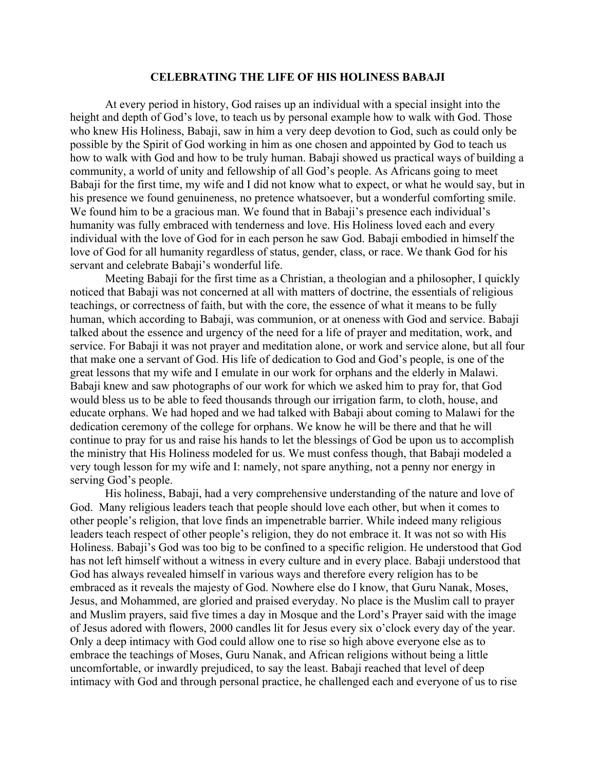# CELEBRATING THE LIFE OF HIS HOLINESS BABAJI

At every period in history, God raises up an individual with a special insight into the height and depth of God's love, to teach us by personal example how to walk with God. Those who knew His Holiness, Babaji, saw in him a very deep devotion to God, such as could only be possible by the Spirit of God working in him as one chosen and appointed by God to teach us how to walk with God and how to be truly human. Babaji showed us practical ways of building a community, a world of unity and fellowship of all God's people. As Africans going to meet Babaji for the first time, my wife and I did not know what to expect, or what he would say, but in his presence we found genuineness, no pretence whatsoever, but a wonderful comforting smile. We found him to be a gracious man. We found that in Babaji's presence each individual's humanity was fully embraced with tenderness and love. His Holiness loved each and every individual with the love of God for in each person he saw God. Babaji embodied in himself the love of God for all humanity regardless of status, gender, class, or race. We thank God for his servant and celebrate Babaji's wonderful life.

Meeting Babaji for the first time as a Christian, a theologian and a philosopher, I quickly noticed that Babaji was not concerned at all with matters of doctrine, the essentials of religious teachings, or correctness of faith, but with the core, the essence of what it means to be fully human, which according to Babaji, was communion, or at oneness with God and service. Babaji talked about the essence and urgency of the need for a life of prayer and meditation, work, and service. For Babaji it was not prayer and meditation alone, or work and service alone, but all four that make one a servant of God. His life of dedication to God and God's people, is one of the great lessons that my wife and I emulate in our work for orphans and the elderly in Malawi. Babaji knew and saw photographs of our work for which we asked him to pray for, that God would bless us to be able to feed thousands through our irrigation farm, to cloth, house, and educate orphans. We had hoped and we had talked with Babaji about coming to Malawi for the dedication ceremony of the college for orphans. We know he will be there and that he will continue to pray for us and raise his hands to let the blessings of God be upon us to accomplish the ministry that His Holiness modeled for us. We must confess though, that Babaji modeled a very tough lesson for my wife and I: namely, not spare anything, not a penny nor energy in serving God's people.

His holiness, Babaji, had a very comprehensive understanding of the nature and love of God. Many religious leaders teach that people should love each other, but when it comes to other people's religion, that love finds an impenetrable barrier. While indeed many religious leaders teach respect of other people's religion, they do not embrace it. It was not so with His Holiness. Babaji's God was too big to be confined to a specific religion. He understood that God has not left himself without a witness in every culture and in every place. Babaji understood that God has always revealed himself in various ways and therefore every religion has to be embraced as it reveals the majesty of God. Nowhere else do I know, that Guru Nanak, Moses, Jesus, and Mohammed, are gloried and praised everyday. No place is the Muslim call to prayer and Muslim prayers, said five times a day in Mosque and the Lord's Prayer said with the image of Jesus adored with flowers, 2000 candles lit for Jesus every six o'clock every day of the year. Only a deep intimacy with God could allow one to rise so high above everyone else as to embrace the teachings of Moses, Guru Nanak, and African religions without being a little uncomfortable, or inwardly prejudiced, to say the least. Babaji reached that level of deep intimacy with God and through personal practice, he challenged each and everyone of us to rise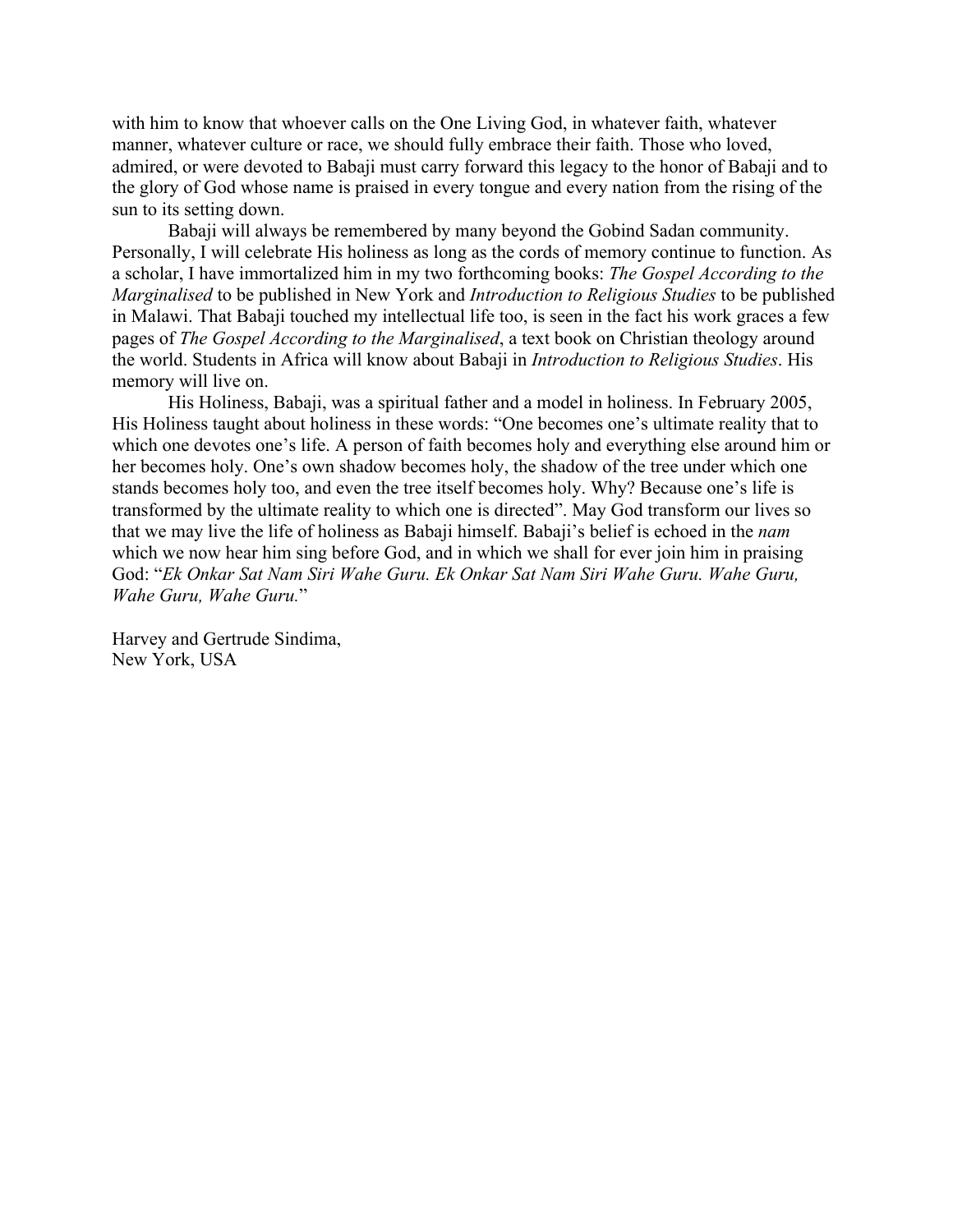with him to know that whoever calls on the One Living God, in whatever faith, whatever manner, whatever culture or race, we should fully embrace their faith. Those who loved, admired, or were devoted to Babaji must carry forward this legacy to the honor of Babaji and to the glory of God whose name is praised in every tongue and every nation from the rising of the sun to its setting down.

Babaji will always be remembered by many beyond the Gobind Sadan community. Personally, I will celebrate His holiness as long as the cords of memory continue to function. As a scholar, I have immortalized him in my two forthcoming books: *The Gospel According to the Marginalised* to be published in New York and *Introduction to Religious Studies* to be published in Malawi. That Babaji touched my intellectual life too, is seen in the fact his work graces a few pages of *The Gospel According to the Marginalised*, a text book on Christian theology around the world. Students in Africa will know about Babaji in *Introduction to Religious Studies*. His memory will live on.

His Holiness, Babaji, was a spiritual father and a model in holiness. In February 2005, His Holiness taught about holiness in these words: "One becomes one's ultimate reality that to which one devotes one's life. A person of faith becomes holy and everything else around him or her becomes holy. One's own shadow becomes holy, the shadow of the tree under which one stands becomes holy too, and even the tree itself becomes holy. Why? Because one's life is transformed by the ultimate reality to which one is directed". May God transform our lives so that we may live the life of holiness as Babaji himself. Babaji's belief is echoed in the *nam* which we now hear him sing before God, and in which we shall for ever join him in praising God: "*Ek Onkar Sat Nam Siri Wahe Guru. Ek Onkar Sat Nam Siri Wahe Guru. Wahe Guru, Wahe Guru, Wahe Guru.*"

Harvey and Gertrude Sindima,  
New York, USA